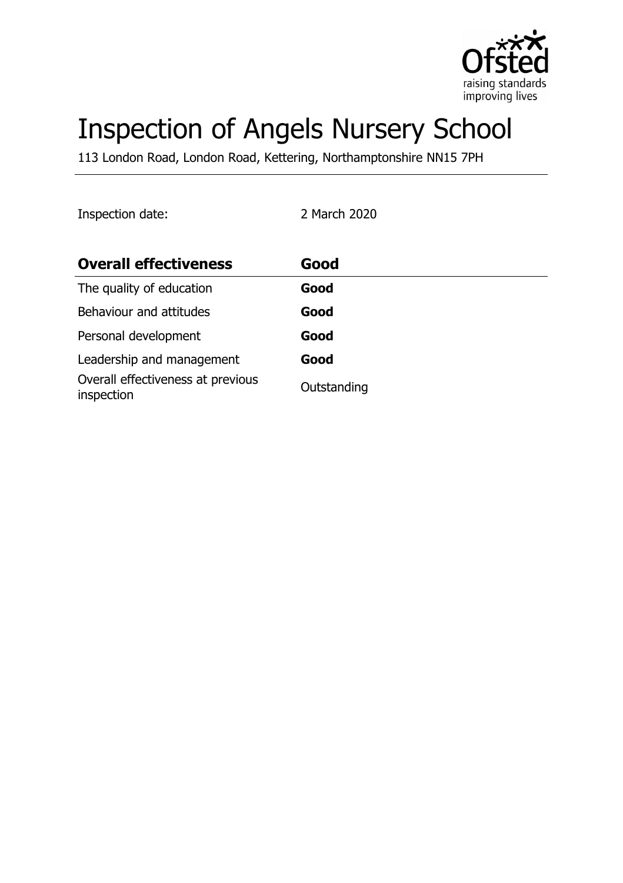# Inspection of Angels Nursery School

113 London Road, London Road, Kettering, Northamptonshire NN15 7PH

Inspection date: 2 March 2020

| **Overall effectiveness** | **Good** |
|---|---|
| The quality of education | **Good** |
| Behaviour and attitudes | **Good** |
| Personal development | **Good** |
| Leadership and management | **Good** |
| Overall effectiveness at previous inspection | Outstanding |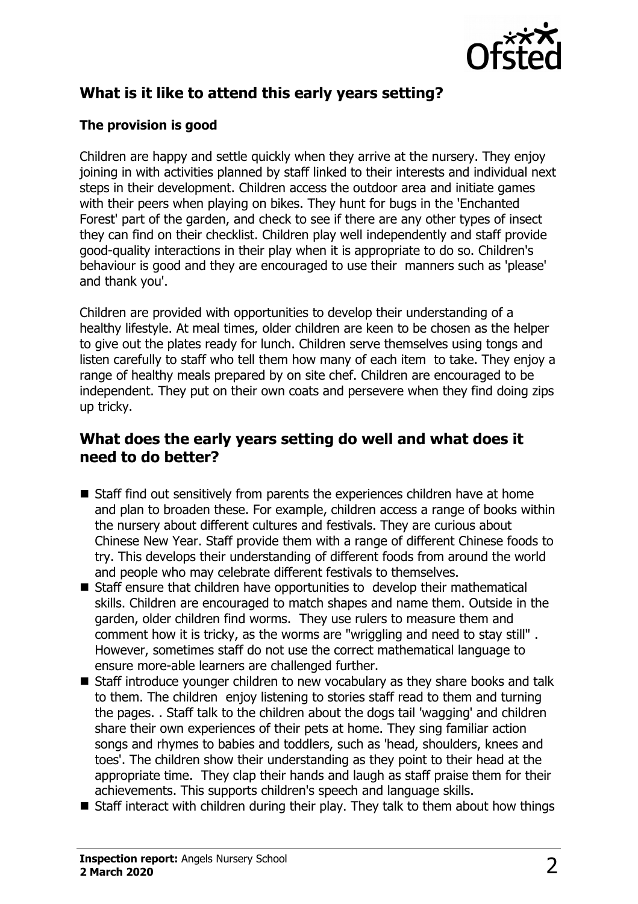## What is it like to attend this early years setting?

### The provision is good

Children are happy and settle quickly when they arrive at the nursery. They enjoy joining in with activities planned by staff linked to their interests and individual next steps in their development. Children access the outdoor area and initiate games with their peers when playing on bikes. They hunt for bugs in the 'Enchanted Forest' part of the garden, and check to see if there are any other types of insect they can find on their checklist. Children play well independently and staff provide good-quality interactions in their play when it is appropriate to do so. Children's behaviour is good and they are encouraged to use their manners such as 'please' and thank you'.

Children are provided with opportunities to develop their understanding of a healthy lifestyle. At meal times, older children are keen to be chosen as the helper to give out the plates ready for lunch. Children serve themselves using tongs and listen carefully to staff who tell them how many of each item to take. They enjoy a range of healthy meals prepared by on site chef. Children are encouraged to be independent. They put on their own coats and persevere when they find doing zips up tricky.

## What does the early years setting do well and what does it need to do better?

- Staff find out sensitively from parents the experiences children have at home and plan to broaden these. For example, children access a range of books within the nursery about different cultures and festivals. They are curious about Chinese New Year. Staff provide them with a range of different Chinese foods to try. This develops their understanding of different foods from around the world and people who may celebrate different festivals to themselves.
- Staff ensure that children have opportunities to develop their mathematical skills. Children are encouraged to match shapes and name them. Outside in the garden, older children find worms. They use rulers to measure them and comment how it is tricky, as the worms are "wriggling and need to stay still" . However, sometimes staff do not use the correct mathematical language to ensure more-able learners are challenged further.
- Staff introduce younger children to new vocabulary as they share books and talk to them. The children enjoy listening to stories staff read to them and turning the pages. . Staff talk to the children about the dogs tail 'wagging' and children share their own experiences of their pets at home. They sing familiar action songs and rhymes to babies and toddlers, such as 'head, shoulders, knees and toes'. The children show their understanding as they point to their head at the appropriate time. They clap their hands and laugh as staff praise them for their achievements. This supports children's speech and language skills.
- Staff interact with children during their play. They talk to them about how things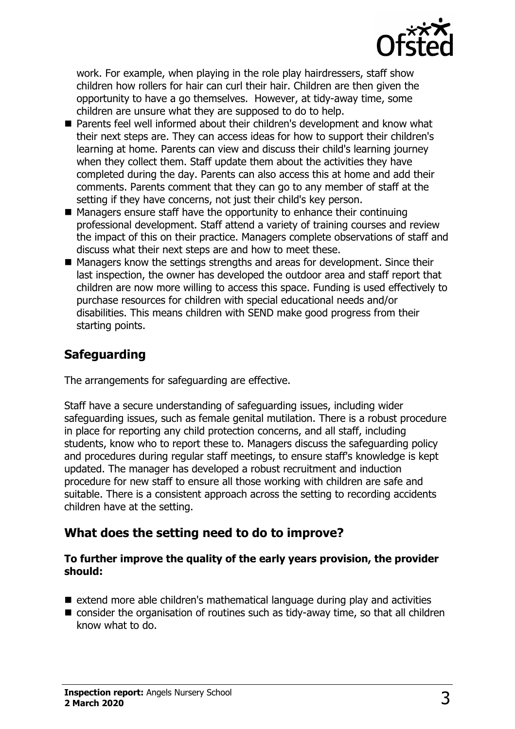work. For example, when playing in the role play hairdressers, staff show children how rollers for hair can curl their hair. Children are then given the opportunity to have a go themselves. However, at tidy-away time, some children are unsure what they are supposed to do to help.

- Parents feel well informed about their children's development and know what their next steps are. They can access ideas for how to support their children's learning at home. Parents can view and discuss their child's learning journey when they collect them. Staff update them about the activities they have completed during the day. Parents can also access this at home and add their comments. Parents comment that they can go to any member of staff at the setting if they have concerns, not just their child's key person.
- Managers ensure staff have the opportunity to enhance their continuing professional development. Staff attend a variety of training courses and review the impact of this on their practice. Managers complete observations of staff and discuss what their next steps are and how to meet these.
- Managers know the settings strengths and areas for development. Since their last inspection, the owner has developed the outdoor area and staff report that children are now more willing to access this space. Funding is used effectively to purchase resources for children with special educational needs and/or disabilities. This means children with SEND make good progress from their starting points.

## Safeguarding

The arrangements for safeguarding are effective.

Staff have a secure understanding of safeguarding issues, including wider safeguarding issues, such as female genital mutilation. There is a robust procedure in place for reporting any child protection concerns, and all staff, including students, know who to report these to. Managers discuss the safeguarding policy and procedures during regular staff meetings, to ensure staff's knowledge is kept updated. The manager has developed a robust recruitment and induction procedure for new staff to ensure all those working with children are safe and suitable. There is a consistent approach across the setting to recording accidents children have at the setting.

## What does the setting need to do to improve?

**To further improve the quality of the early years provision, the provider should:**

- extend more able children's mathematical language during play and activities
- consider the organisation of routines such as tidy-away time, so that all children know what to do.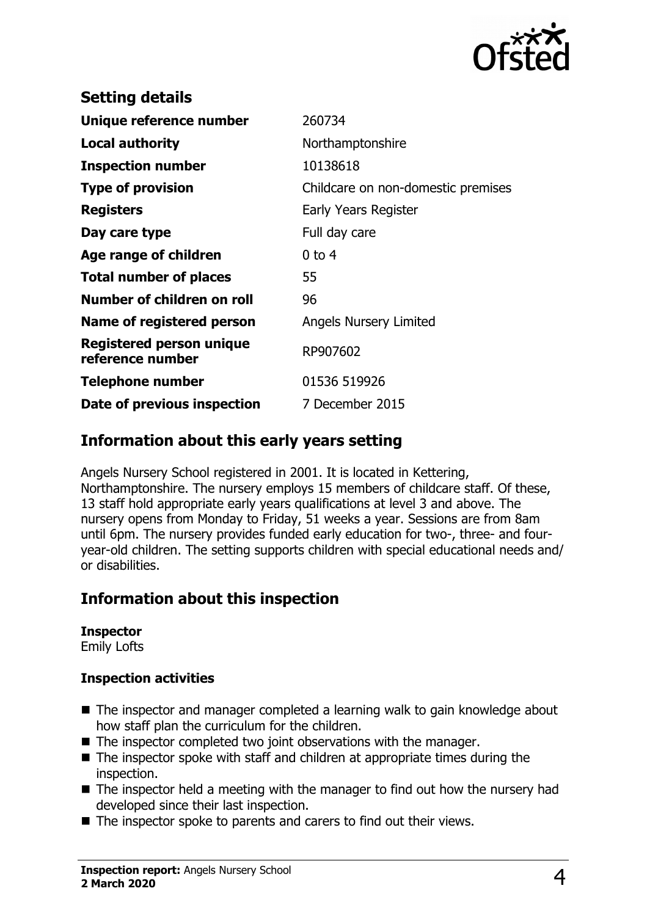## Setting details

| | |
|---|---|
| **Unique reference number** | 260734 |
| **Local authority** | Northamptonshire |
| **Inspection number** | 10138618 |
| **Type of provision** | Childcare on non-domestic premises |
| **Registers** | Early Years Register |
| **Day care type** | Full day care |
| **Age range of children** | 0 to 4 |
| **Total number of places** | 55 |
| **Number of children on roll** | 96 |
| **Name of registered person** | Angels Nursery Limited |
| **Registered person unique reference number** | RP907602 |
| **Telephone number** | 01536 519926 |
| **Date of previous inspection** | 7 December 2015 |

## Information about this early years setting

Angels Nursery School registered in 2001. It is located in Kettering, Northamptonshire. The nursery employs 15 members of childcare staff. Of these, 13 staff hold appropriate early years qualifications at level 3 and above. The nursery opens from Monday to Friday, 51 weeks a year. Sessions are from 8am until 6pm. The nursery provides funded early education for two-, three- and four-year-old children. The setting supports children with special educational needs and/or disabilities.

## Information about this inspection

**Inspector**
Emily Lofts

### Inspection activities

- The inspector and manager completed a learning walk to gain knowledge about how staff plan the curriculum for the children.
- The inspector completed two joint observations with the manager.
- The inspector spoke with staff and children at appropriate times during the inspection.
- The inspector held a meeting with the manager to find out how the nursery had developed since their last inspection.
- The inspector spoke to parents and carers to find out their views.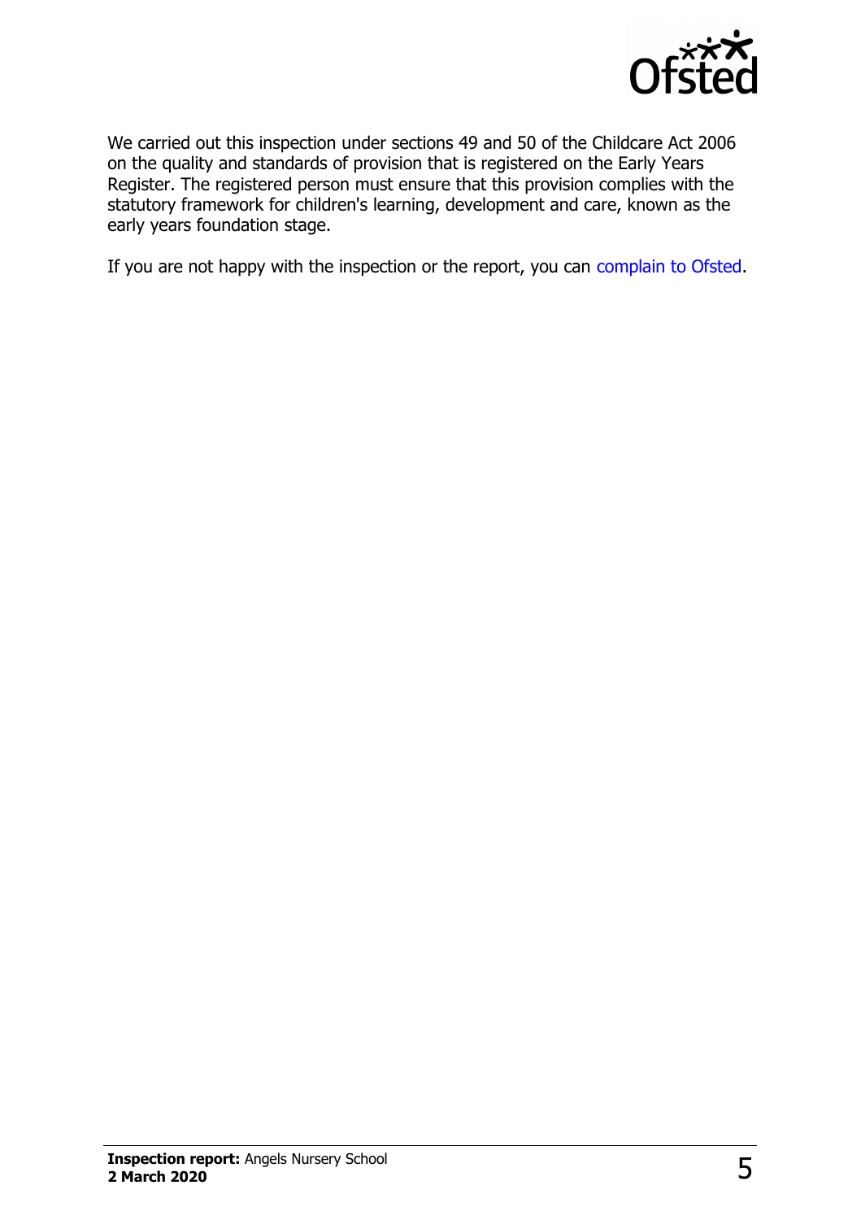We carried out this inspection under sections 49 and 50 of the Childcare Act 2006 on the quality and standards of provision that is registered on the Early Years Register. The registered person must ensure that this provision complies with the statutory framework for children's learning, development and care, known as the early years foundation stage.

If you are not happy with the inspection or the report, you can complain to Ofsted.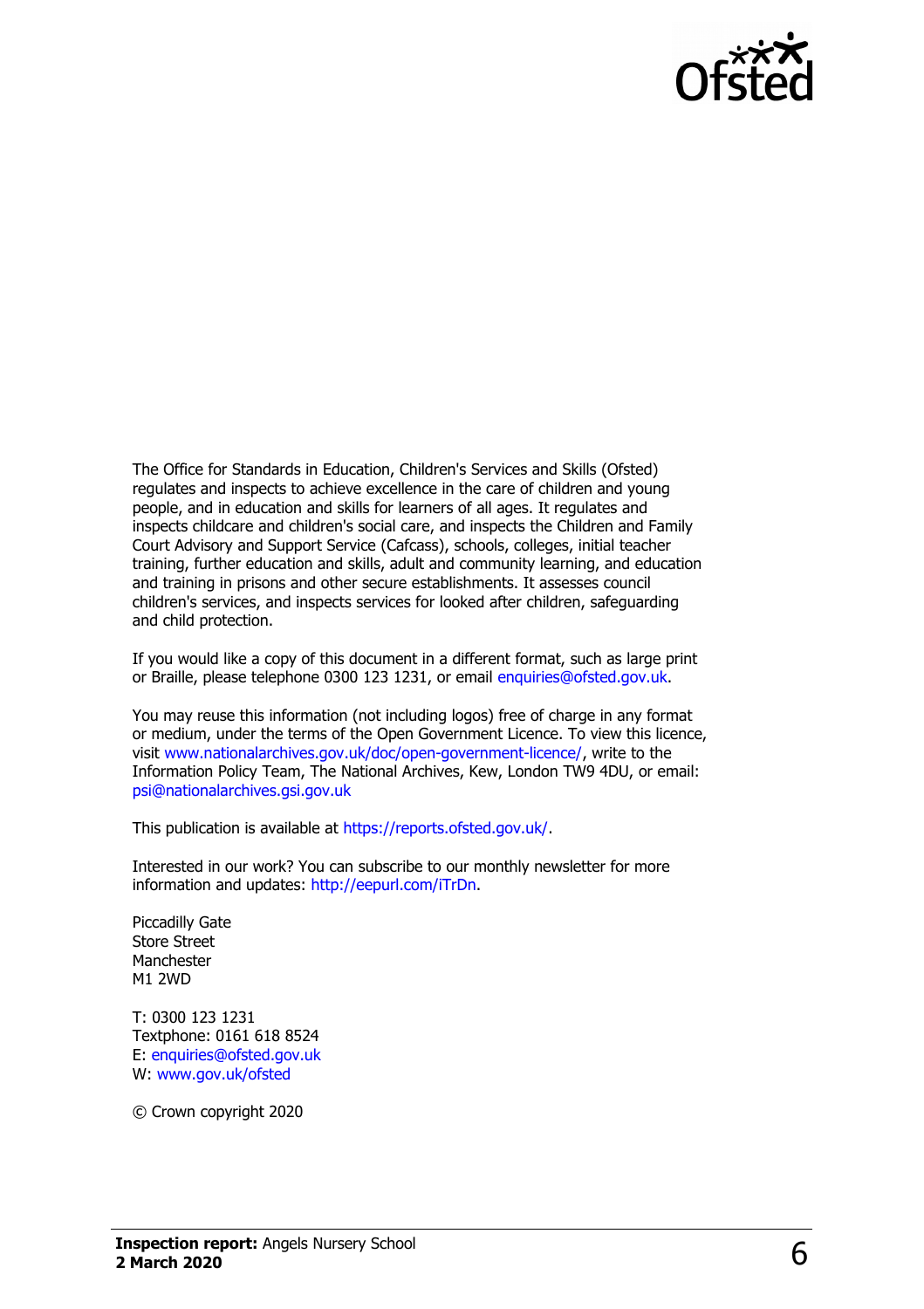The Office for Standards in Education, Children's Services and Skills (Ofsted) regulates and inspects to achieve excellence in the care of children and young people, and in education and skills for learners of all ages. It regulates and inspects childcare and children's social care, and inspects the Children and Family Court Advisory and Support Service (Cafcass), schools, colleges, initial teacher training, further education and skills, adult and community learning, and education and training in prisons and other secure establishments. It assesses council children's services, and inspects services for looked after children, safeguarding and child protection.

If you would like a copy of this document in a different format, such as large print or Braille, please telephone 0300 123 1231, or email enquiries@ofsted.gov.uk.

You may reuse this information (not including logos) free of charge in any format or medium, under the terms of the Open Government Licence. To view this licence, visit www.nationalarchives.gov.uk/doc/open-government-licence/, write to the Information Policy Team, The National Archives, Kew, London TW9 4DU, or email: psi@nationalarchives.gsi.gov.uk

This publication is available at https://reports.ofsted.gov.uk/.

Interested in our work? You can subscribe to our monthly newsletter for more information and updates: http://eepurl.com/iTrDn.

Piccadilly Gate
Store Street
Manchester
M1 2WD

T: 0300 123 1231
Textphone: 0161 618 8524
E: enquiries@ofsted.gov.uk
W: www.gov.uk/ofsted

© Crown copyright 2020